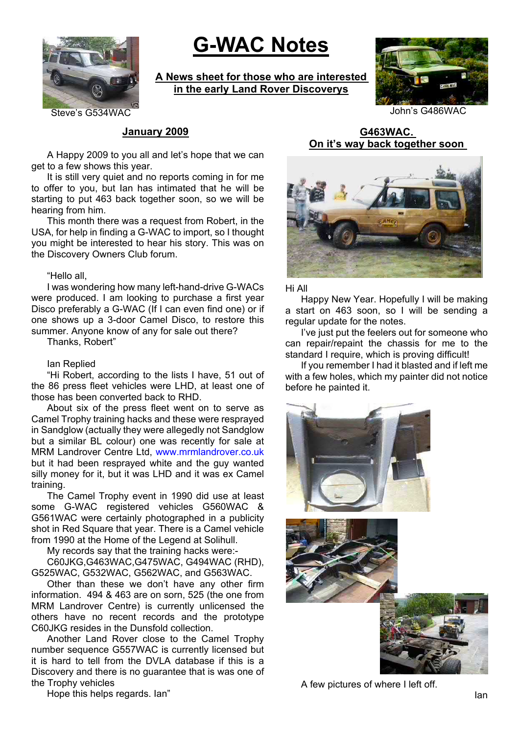Steve's G534WAC

# G-WAC Notes

**A News sheet for those who are interested in the early Land Rover Discoverys**

John's G486WAC

## January 2009

A Happy 2009 to you all and let's hope that we can get to a few shows this year.

It is still very quiet and no reports coming in for me to offer to you, but Ian has intimated that he will be starting to put 463 back together soon, so we will be hearing from him.

This month there was a request from Robert, in the USA, for help in finding a G-WAC to import, so I thought you might be interested to hear his story. This was on the Discovery Owners Club forum.

"Hello all,

I was wondering how many left-hand-drive G-WACs were produced. I am looking to purchase a first year Disco preferably a G-WAC (If I can even find one) or if one shows up a 3-door Camel Disco, to restore this summer. Anyone know of any for sale out there?

Thanks, Robert"

Ian Replied

"Hi Robert, according to the lists I have, 51 out of the 86 press fleet vehicles were LHD, at least one of those has been converted back to RHD.

About six of the press fleet went on to serve as Camel Trophy training hacks and these were resprayed in Sandglow (actually they were allegedly not Sandglow but a similar BL colour) one was recently for sale at MRM Landrover Centre Ltd, www.mrmlandrover.co.uk but it had been resprayed white and the guy wanted silly money for it, but it was LHD and it was ex Camel training.

The Camel Trophy event in 1990 did use at least some G-WAC registered vehicles G560WAC & G561WAC were certainly photographed in a publicity shot in Red Square that year. There is a Camel vehicle from 1990 at the Home of the Legend at Solihull.

My records say that the training hacks were:-

C60JKG,G463WAC,G475WAC, G494WAC (RHD), G525WAC, G532WAC, G562WAC, and G563WAC.

Other than these we don't have any other firm information. 494 & 463 are on sorn, 525 (the one from MRM Landrover Centre) is currently unlicensed the others have no recent records and the prototype C60JKG resides in the Dunsfold collection.

Another Land Rover close to the Camel Trophy number sequence G557WAC is currently licensed but it is hard to tell from the DVLA database if this is a Discovery and there is no guarantee that is was one of the Trophy vehicles

Hope this helps regards. Ian"

## G463WAC. On it's way back together soon

Hi All

Happy New Year. Hopefully I will be making a start on 463 soon, so I will be sending a regular update for the notes.

I've just put the feelers out for someone who can repair/repaint the chassis for me to the standard I require, which is proving difficult!

If you remember I had it blasted and if left me with a few holes, which my painter did not notice before he painted it.

A few pictures of where I left off.

Ian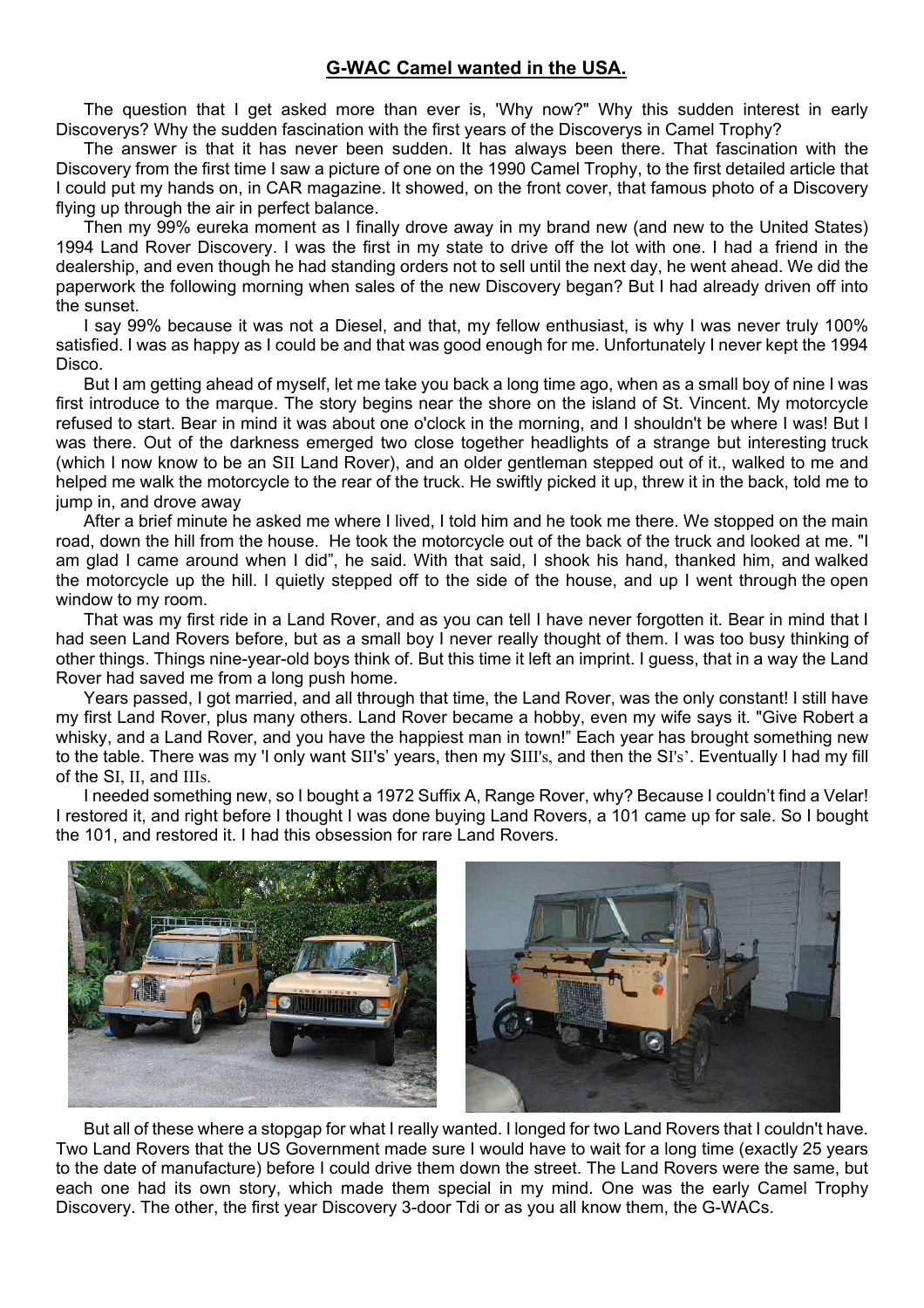## G-WAC Camel wanted in the USA.

The question that I get asked more than ever is, 'Why now?" Why this sudden interest in early Discoverys? Why the sudden fascination with the first years of the Discoverys in Camel Trophy?

The answer is that it has never been sudden. It has always been there. That fascination with the Discovery from the first time I saw a picture of one on the 1990 Camel Trophy, to the first detailed article that I could put my hands on, in CAR magazine. It showed, on the front cover, that famous photo of a Discovery flying up through the air in perfect balance.

Then my 99% eureka moment as I finally drove away in my brand new (and new to the United States) 1994 Land Rover Discovery. I was the first in my state to drive off the lot with one. I had a friend in the dealership, and even though he had standing orders not to sell until the next day, he went ahead. We did the paperwork the following morning when sales of the new Discovery began? But I had already driven off into the sunset.

I say 99% because it was not a Diesel, and that, my fellow enthusiast, is why I was never truly 100% satisfied. I was as happy as I could be and that was good enough for me. Unfortunately I never kept the 1994 Disco.

But I am getting ahead of myself, let me take you back a long time ago, when as a small boy of nine I was first introduce to the marque. The story begins near the shore on the island of St. Vincent. My motorcycle refused to start. Bear in mind it was about one o'clock in the morning, and I shouldn't be where I was! But I was there. Out of the darkness emerged two close together headlights of a strange but interesting truck (which I now know to be an SII Land Rover), and an older gentleman stepped out of it., walked to me and helped me walk the motorcycle to the rear of the truck. He swiftly picked it up, threw it in the back, told me to jump in, and drove away

After a brief minute he asked me where I lived, I told him and he took me there. We stopped on the main road, down the hill from the house. He took the motorcycle out of the back of the truck and looked at me. "I am glad I came around when I did", he said. With that said, I shook his hand, thanked him, and walked the motorcycle up the hill. I quietly stepped off to the side of the house, and up I went through the open window to my room.

That was my first ride in a Land Rover, and as you can tell I have never forgotten it. Bear in mind that I had seen Land Rovers before, but as a small boy I never really thought of them. I was too busy thinking of other things. Things nine-year-old boys think of. But this time it left an imprint. I guess, that in a way the Land Rover had saved me from a long push home.

Years passed, I got married, and all through that time, the Land Rover, was the only constant! I still have my first Land Rover, plus many others. Land Rover became a hobby, even my wife says it. "Give Robert a whisky, and a Land Rover, and you have the happiest man in town!" Each year has brought something new to the table. There was my 'I only want SII's' years, then my SIII's, and then the SI's'. Eventually I had my fill of the SI, II, and IIIs.

I needed something new, so I bought a 1972 Suffix A, Range Rover, why? Because I couldn't find a Velar! I restored it, and right before I thought I was done buying Land Rovers, a 101 came up for sale. So I bought the 101, and restored it. I had this obsession for rare Land Rovers.

But all of these where a stopgap for what I really wanted. I longed for two Land Rovers that I couldn't have. Two Land Rovers that the US Government made sure I would have to wait for a long time (exactly 25 years to the date of manufacture) before I could drive them down the street. The Land Rovers were the same, but each one had its own story, which made them special in my mind. One was the early Camel Trophy Discovery. The other, the first year Discovery 3-door Tdi or as you all know them, the G-WACs.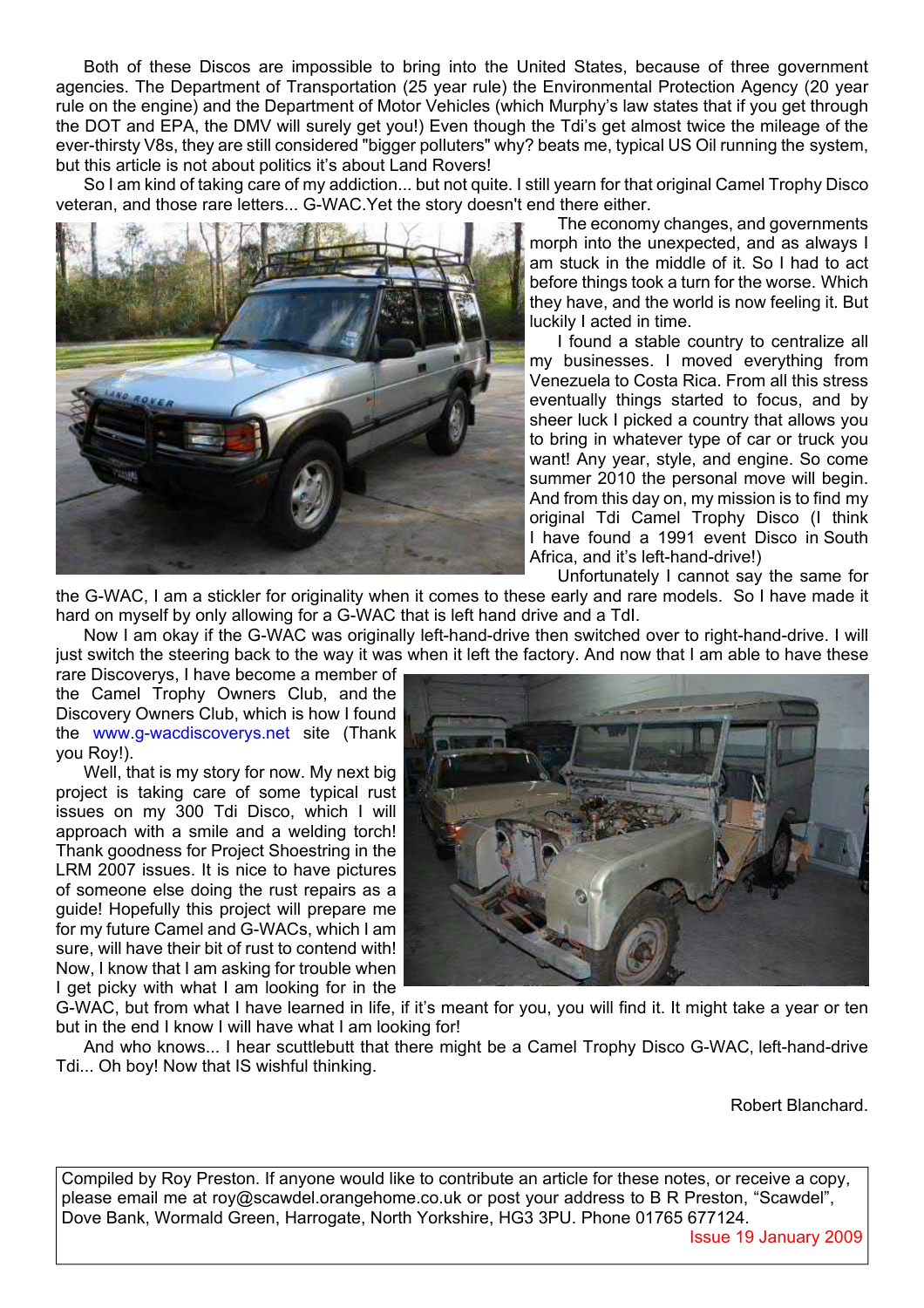Both of these Discos are impossible to bring into the United States, because of three government agencies. The Department of Transportation (25 year rule) the Environmental Protection Agency (20 year rule on the engine) and the Department of Motor Vehicles (which Murphy's law states that if you get through the DOT and EPA, the DMV will surely get you!) Even though the Tdi's get almost twice the mileage of the ever-thirsty V8s, they are still considered "bigger polluters" why? beats me, typical US Oil running the system, but this article is not about politics it's about Land Rovers!

So I am kind of taking care of my addiction... but not quite. I still yearn for that original Camel Trophy Disco veteran, and those rare letters... G-WAC.Yet the story doesn't end there either.

The economy changes, and governments morph into the unexpected, and as always I am stuck in the middle of it. So I had to act before things took a turn for the worse. Which they have, and the world is now feeling it. But luckily I acted in time.

I found a stable country to centralize all my businesses. I moved everything from Venezuela to Costa Rica. From all this stress eventually things started to focus, and by sheer luck I picked a country that allows you to bring in whatever type of car or truck you want! Any year, style, and engine. So come summer 2010 the personal move will begin. And from this day on, my mission is to find my original Tdi Camel Trophy Disco (I think I have found a 1991 event Disco in South Africa, and it's left-hand-drive!)

Unfortunately I cannot say the same for the G-WAC, I am a stickler for originality when it comes to these early and rare models. So I have made it hard on myself by only allowing for a G-WAC that is left hand drive and a TdI.

Now I am okay if the G-WAC was originally left-hand-drive then switched over to right-hand-drive. I will just switch the steering back to the way it was when it left the factory. And now that I am able to have these rare Discoverys, I have become a member of the Camel Trophy Owners Club, and the Discovery Owners Club, which is how I found the www.g-wacdiscoverys.net site (Thank you Roy!).

Well, that is my story for now. My next big project is taking care of some typical rust issues on my 300 Tdi Disco, which I will approach with a smile and a welding torch! Thank goodness for Project Shoestring in the LRM 2007 issues. It is nice to have pictures of someone else doing the rust repairs as a guide! Hopefully this project will prepare me for my future Camel and G-WACs, which I am sure, will have their bit of rust to contend with! Now, I know that I am asking for trouble when I get picky with what I am looking for in the G-WAC, but from what I have learned in life, if it's meant for you, you will find it. It might take a year or ten but in the end I know I will have what I am looking for!

And who knows... I hear scuttlebutt that there might be a Camel Trophy Disco G-WAC, left-hand-drive Tdi... Oh boy! Now that IS wishful thinking.

Robert Blanchard.

Compiled by Roy Preston. If anyone would like to contribute an article for these notes, or receive a copy, please email me at roy@scawdel.orangehome.co.uk or post your address to B R Preston, "Scawdel", Dove Bank, Wormald Green, Harrogate, North Yorkshire, HG3 3PU. Phone 01765 677124.

Issue 19 January 2009